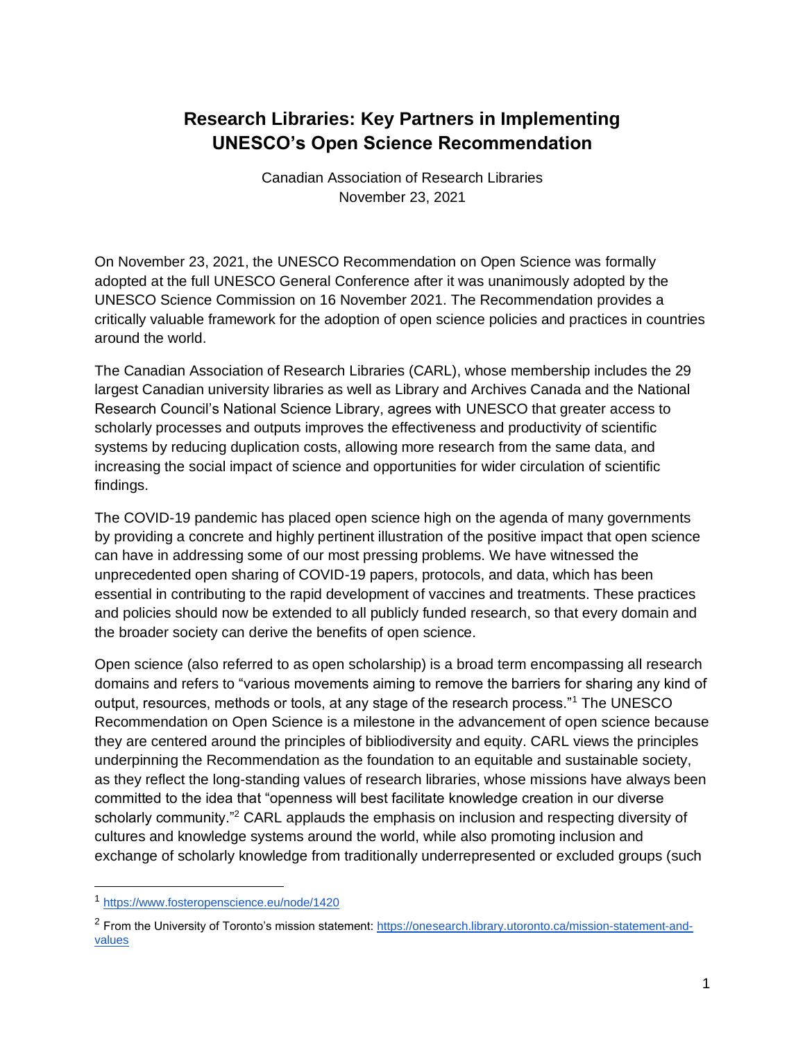# Research Libraries: Key Partners in Implementing UNESCO's Open Science Recommendation

Canadian Association of Research Libraries
November 23, 2021

On November 23, 2021, the UNESCO Recommendation on Open Science was formally adopted at the full UNESCO General Conference after it was unanimously adopted by the UNESCO Science Commission on 16 November 2021. The Recommendation provides a critically valuable framework for the adoption of open science policies and practices in countries around the world.

The Canadian Association of Research Libraries (CARL), whose membership includes the 29 largest Canadian university libraries as well as Library and Archives Canada and the National Research Council's National Science Library, agrees with UNESCO that greater access to scholarly processes and outputs improves the effectiveness and productivity of scientific systems by reducing duplication costs, allowing more research from the same data, and increasing the social impact of science and opportunities for wider circulation of scientific findings.

The COVID-19 pandemic has placed open science high on the agenda of many governments by providing a concrete and highly pertinent illustration of the positive impact that open science can have in addressing some of our most pressing problems. We have witnessed the unprecedented open sharing of COVID-19 papers, protocols, and data, which has been essential in contributing to the rapid development of vaccines and treatments. These practices and policies should now be extended to all publicly funded research, so that every domain and the broader society can derive the benefits of open science.

Open science (also referred to as open scholarship) is a broad term encompassing all research domains and refers to "various movements aiming to remove the barriers for sharing any kind of output, resources, methods or tools, at any stage of the research process."[1] The UNESCO Recommendation on Open Science is a milestone in the advancement of open science because they are centered around the principles of bibliodiversity and equity. CARL views the principles underpinning the Recommendation as the foundation to an equitable and sustainable society, as they reflect the long-standing values of research libraries, whose missions have always been committed to the idea that "openness will best facilitate knowledge creation in our diverse scholarly community."[2] CARL applauds the emphasis on inclusion and respecting diversity of cultures and knowledge systems around the world, while also promoting inclusion and exchange of scholarly knowledge from traditionally underrepresented or excluded groups (such

---

[1] https://www.fosteropenscience.eu/node/1420

[2] From the University of Toronto's mission statement: https://onesearch.library.utoronto.ca/mission-statement-and-values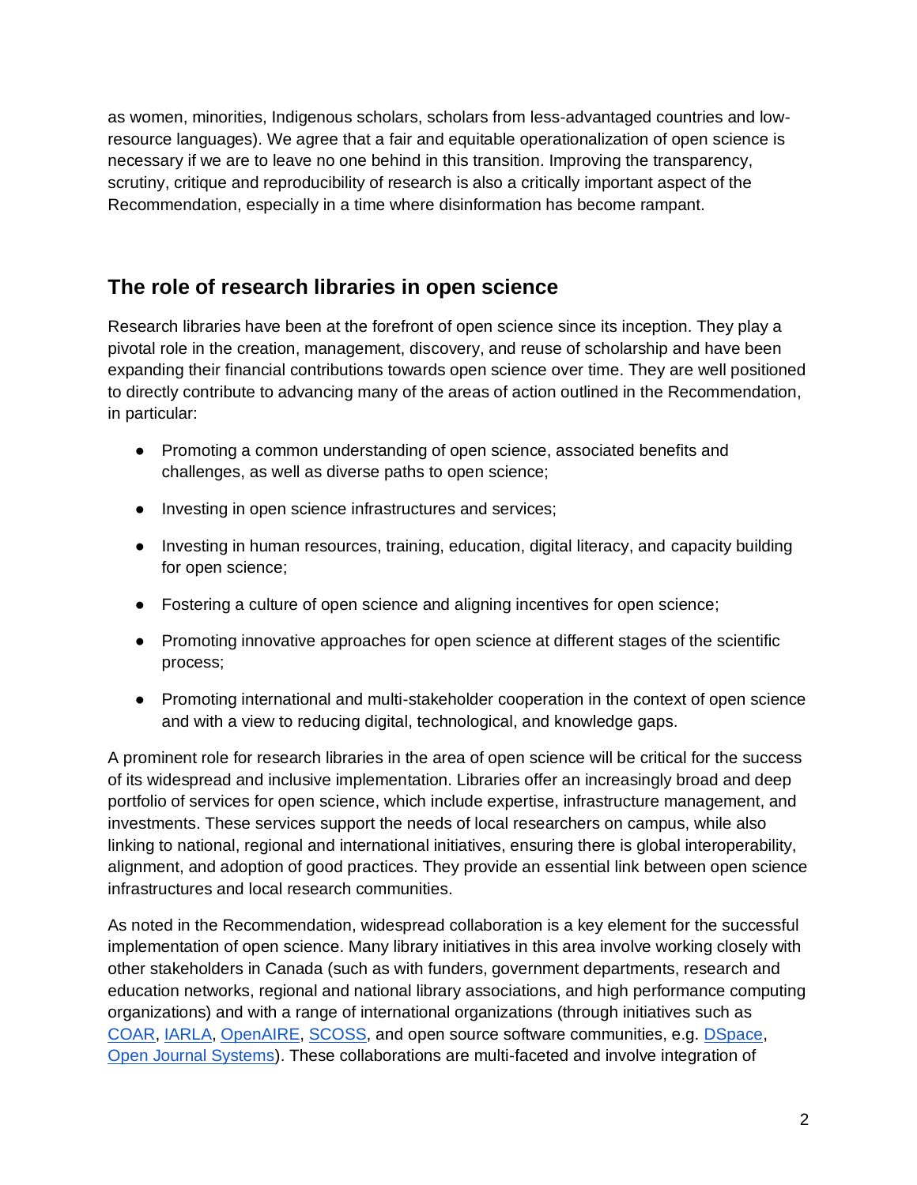as women, minorities, Indigenous scholars, scholars from less-advantaged countries and low-resource languages). We agree that a fair and equitable operationalization of open science is necessary if we are to leave no one behind in this transition. Improving the transparency, scrutiny, critique and reproducibility of research is also a critically important aspect of the Recommendation, especially in a time where disinformation has become rampant.

## The role of research libraries in open science

Research libraries have been at the forefront of open science since its inception. They play a pivotal role in the creation, management, discovery, and reuse of scholarship and have been expanding their financial contributions towards open science over time. They are well positioned to directly contribute to advancing many of the areas of action outlined in the Recommendation, in particular:

- Promoting a common understanding of open science, associated benefits and challenges, as well as diverse paths to open science;
- Investing in open science infrastructures and services;
- Investing in human resources, training, education, digital literacy, and capacity building for open science;
- Fostering a culture of open science and aligning incentives for open science;
- Promoting innovative approaches for open science at different stages of the scientific process;
- Promoting international and multi-stakeholder cooperation in the context of open science and with a view to reducing digital, technological, and knowledge gaps.

A prominent role for research libraries in the area of open science will be critical for the success of its widespread and inclusive implementation. Libraries offer an increasingly broad and deep portfolio of services for open science, which include expertise, infrastructure management, and investments. These services support the needs of local researchers on campus, while also linking to national, regional and international initiatives, ensuring there is global interoperability, alignment, and adoption of good practices. They provide an essential link between open science infrastructures and local research communities.

As noted in the Recommendation, widespread collaboration is a key element for the successful implementation of open science. Many library initiatives in this area involve working closely with other stakeholders in Canada (such as with funders, government departments, research and education networks, regional and national library associations, and high performance computing organizations) and with a range of international organizations (through initiatives such as COAR, IARLA, OpenAIRE, SCOSS, and open source software communities, e.g. DSpace, Open Journal Systems). These collaborations are multi-faceted and involve integration of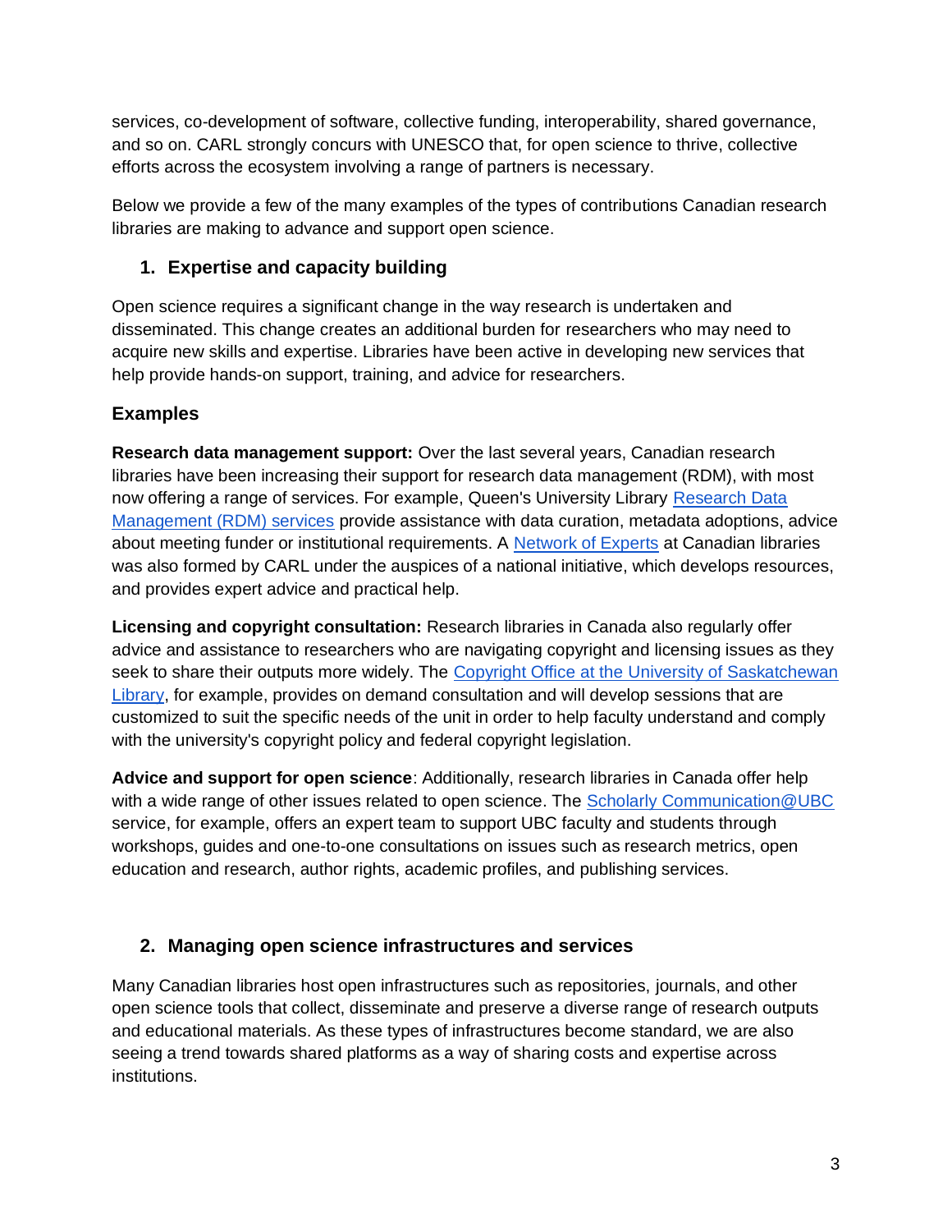services, co-development of software, collective funding, interoperability, shared governance, and so on. CARL strongly concurs with UNESCO that, for open science to thrive, collective efforts across the ecosystem involving a range of partners is necessary.

Below we provide a few of the many examples of the types of contributions Canadian research libraries are making to advance and support open science.

## 1. Expertise and capacity building

Open science requires a significant change in the way research is undertaken and disseminated. This change creates an additional burden for researchers who may need to acquire new skills and expertise. Libraries have been active in developing new services that help provide hands-on support, training, and advice for researchers.

### Examples

**Research data management support:** Over the last several years, Canadian research libraries have been increasing their support for research data management (RDM), with most now offering a range of services. For example, Queen's University Library [Research Data Management (RDM) services] provide assistance with data curation, metadata adoptions, advice about meeting funder or institutional requirements. A [Network of Experts] at Canadian libraries was also formed by CARL under the auspices of a national initiative, which develops resources, and provides expert advice and practical help.

**Licensing and copyright consultation:** Research libraries in Canada also regularly offer advice and assistance to researchers who are navigating copyright and licensing issues as they seek to share their outputs more widely. The [Copyright Office at the University of Saskatchewan Library], for example, provides on demand consultation and will develop sessions that are customized to suit the specific needs of the unit in order to help faculty understand and comply with the university's copyright policy and federal copyright legislation.

**Advice and support for open science**: Additionally, research libraries in Canada offer help with a wide range of other issues related to open science. The [Scholarly Communication@UBC] service, for example, offers an expert team to support UBC faculty and students through workshops, guides and one-to-one consultations on issues such as research metrics, open education and research, author rights, academic profiles, and publishing services.

## 2. Managing open science infrastructures and services

Many Canadian libraries host open infrastructures such as repositories, journals, and other open science tools that collect, disseminate and preserve a diverse range of research outputs and educational materials. As these types of infrastructures become standard, we are also seeing a trend towards shared platforms as a way of sharing costs and expertise across institutions.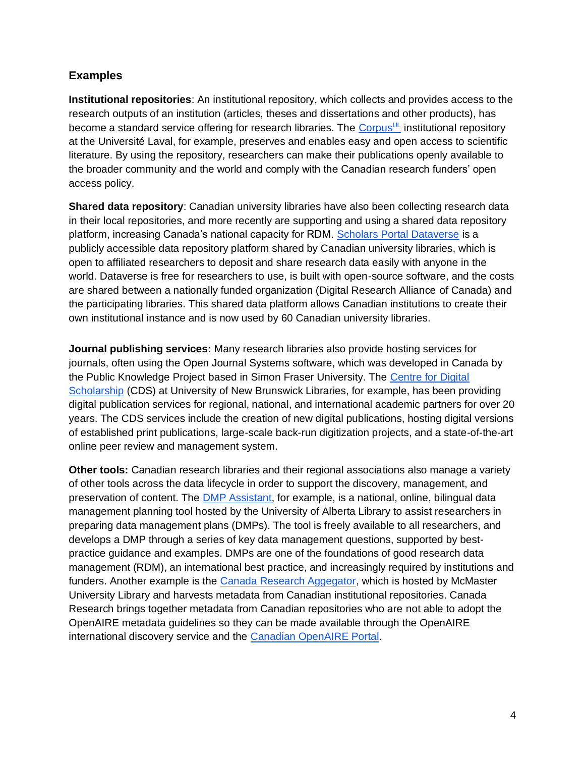## Examples

**Institutional repositories**: An institutional repository, which collects and provides access to the research outputs of an institution (articles, theses and dissertations and other products), has become a standard service offering for research libraries. The Corpus[UL] institutional repository at the Université Laval, for example, preserves and enables easy and open access to scientific literature. By using the repository, researchers can make their publications openly available to the broader community and the world and comply with the Canadian research funders' open access policy.

**Shared data repository**: Canadian university libraries have also been collecting research data in their local repositories, and more recently are supporting and using a shared data repository platform, increasing Canada's national capacity for RDM. Scholars Portal Dataverse is a publicly accessible data repository platform shared by Canadian university libraries, which is open to affiliated researchers to deposit and share research data easily with anyone in the world. Dataverse is free for researchers to use, is built with open-source software, and the costs are shared between a nationally funded organization (Digital Research Alliance of Canada) and the participating libraries. This shared data platform allows Canadian institutions to create their own institutional instance and is now used by 60 Canadian university libraries.

**Journal publishing services:** Many research libraries also provide hosting services for journals, often using the Open Journal Systems software, which was developed in Canada by the Public Knowledge Project based in Simon Fraser University. The Centre for Digital Scholarship (CDS) at University of New Brunswick Libraries, for example, has been providing digital publication services for regional, national, and international academic partners for over 20 years. The CDS services include the creation of new digital publications, hosting digital versions of established print publications, large-scale back-run digitization projects, and a state-of-the-art online peer review and management system.

**Other tools:** Canadian research libraries and their regional associations also manage a variety of other tools across the data lifecycle in order to support the discovery, management, and preservation of content. The DMP Assistant, for example, is a national, online, bilingual data management planning tool hosted by the University of Alberta Library to assist researchers in preparing data management plans (DMPs). The tool is freely available to all researchers, and develops a DMP through a series of key data management questions, supported by best-practice guidance and examples. DMPs are one of the foundations of good research data management (RDM), an international best practice, and increasingly required by institutions and funders. Another example is the Canada Research Aggegator, which is hosted by McMaster University Library and harvests metadata from Canadian institutional repositories. Canada Research brings together metadata from Canadian repositories who are not able to adopt the OpenAIRE metadata guidelines so they can be made available through the OpenAIRE international discovery service and the Canadian OpenAIRE Portal.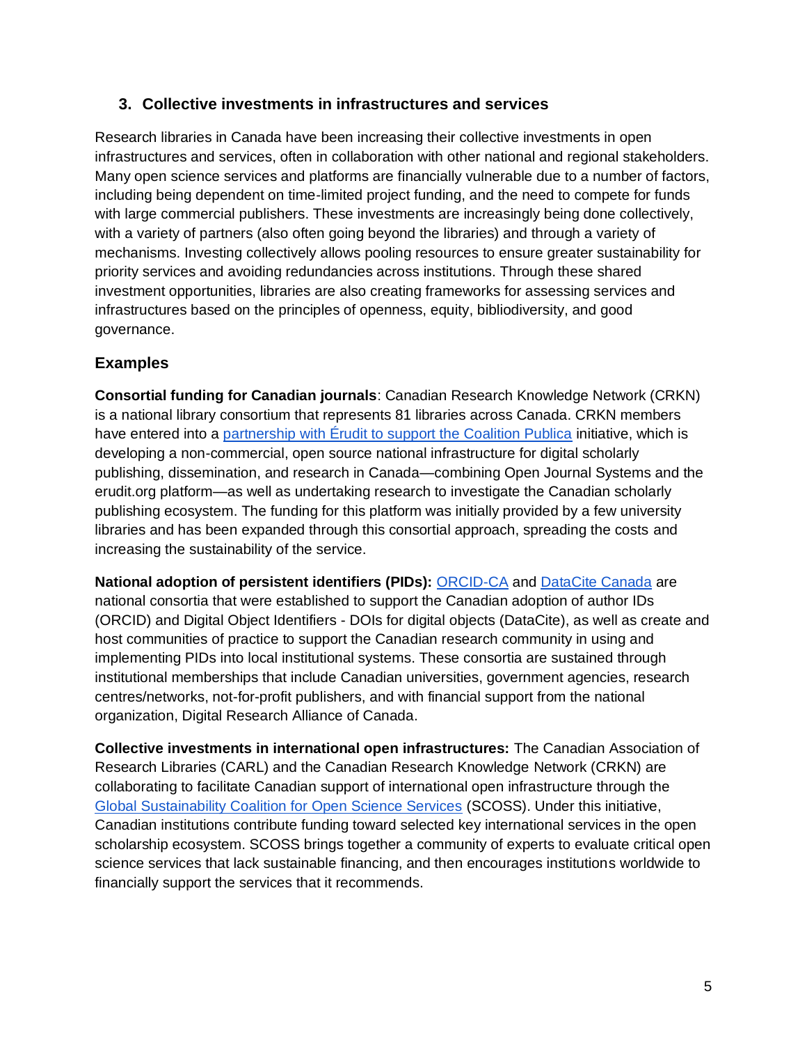## 3. Collective investments in infrastructures and services

Research libraries in Canada have been increasing their collective investments in open infrastructures and services, often in collaboration with other national and regional stakeholders. Many open science services and platforms are financially vulnerable due to a number of factors, including being dependent on time-limited project funding, and the need to compete for funds with large commercial publishers. These investments are increasingly being done collectively, with a variety of partners (also often going beyond the libraries) and through a variety of mechanisms. Investing collectively allows pooling resources to ensure greater sustainability for priority services and avoiding redundancies across institutions. Through these shared investment opportunities, libraries are also creating frameworks for assessing services and infrastructures based on the principles of openness, equity, bibliodiversity, and good governance.

### Examples

**Consortial funding for Canadian journals**: Canadian Research Knowledge Network (CRKN) is a national library consortium that represents 81 libraries across Canada. CRKN members have entered into a partnership with Érudit to support the Coalition Publica initiative, which is developing a non-commercial, open source national infrastructure for digital scholarly publishing, dissemination, and research in Canada—combining Open Journal Systems and the erudit.org platform—as well as undertaking research to investigate the Canadian scholarly publishing ecosystem. The funding for this platform was initially provided by a few university libraries and has been expanded through this consortial approach, spreading the costs and increasing the sustainability of the service.

**National adoption of persistent identifiers (PIDs):** ORCID-CA and DataCite Canada are national consortia that were established to support the Canadian adoption of author IDs (ORCID) and Digital Object Identifiers - DOIs for digital objects (DataCite), as well as create and host communities of practice to support the Canadian research community in using and implementing PIDs into local institutional systems. These consortia are sustained through institutional memberships that include Canadian universities, government agencies, research centres/networks, not-for-profit publishers, and with financial support from the national organization, Digital Research Alliance of Canada.

**Collective investments in international open infrastructures:** The Canadian Association of Research Libraries (CARL) and the Canadian Research Knowledge Network (CRKN) are collaborating to facilitate Canadian support of international open infrastructure through the Global Sustainability Coalition for Open Science Services (SCOSS). Under this initiative, Canadian institutions contribute funding toward selected key international services in the open scholarship ecosystem. SCOSS brings together a community of experts to evaluate critical open science services that lack sustainable financing, and then encourages institutions worldwide to financially support the services that it recommends.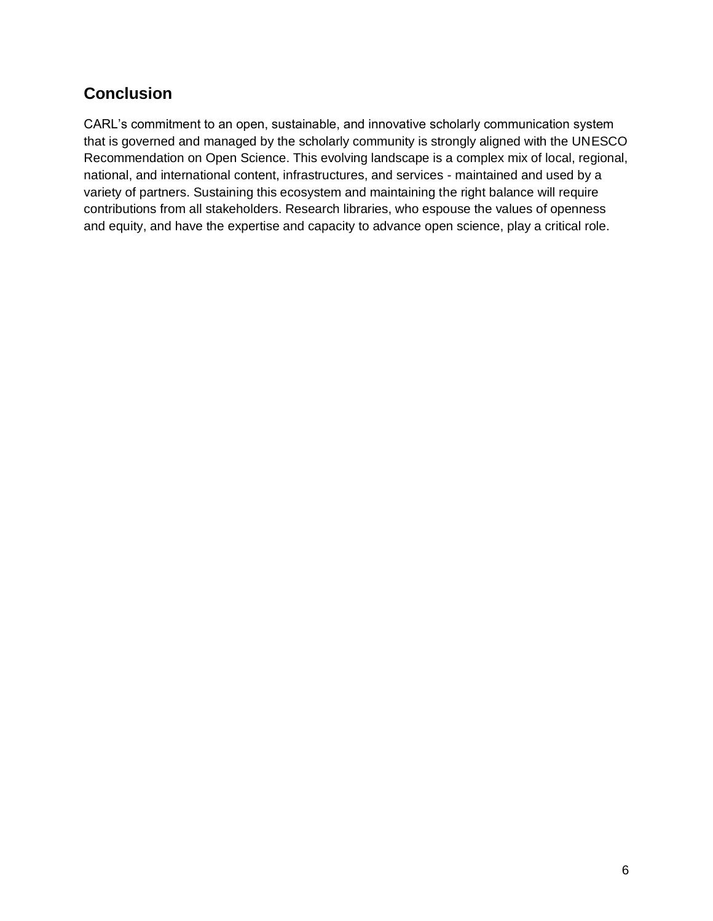## Conclusion

CARL's commitment to an open, sustainable, and innovative scholarly communication system that is governed and managed by the scholarly community is strongly aligned with the UNESCO Recommendation on Open Science. This evolving landscape is a complex mix of local, regional, national, and international content, infrastructures, and services - maintained and used by a variety of partners. Sustaining this ecosystem and maintaining the right balance will require contributions from all stakeholders. Research libraries, who espouse the values of openness and equity, and have the expertise and capacity to advance open science, play a critical role.